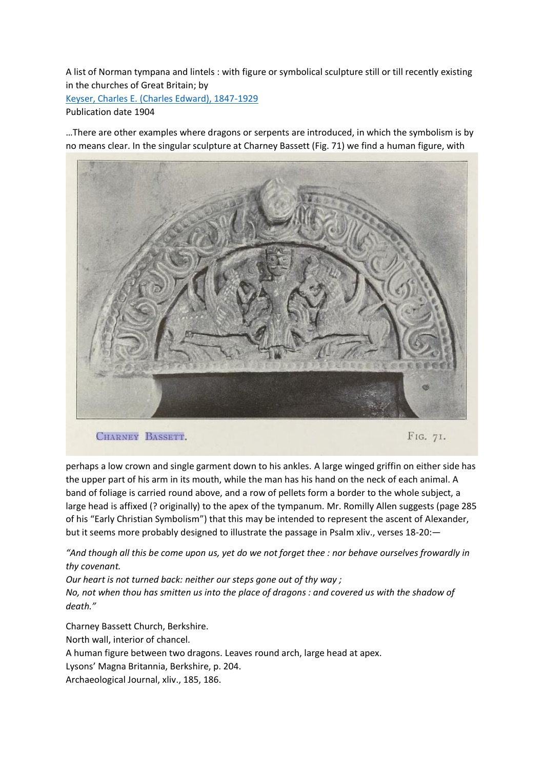A list of Norman tympana and lintels : with figure or symbolical sculpture still or till recently existing in the churches of Great Britain; by

[Keyser, Charles E. (Charles Edward), 1847-1929]

Publication date 1904

…There are other examples where dragons or serpents are introduced, in which the symbolism is by no means clear. In the singular sculpture at Charney Bassett (Fig. 71) we find a human figure, with

CHARNEY BASSETT. FIG. 71.

perhaps a low crown and single garment down to his ankles. A large winged griffin on either side has the upper part of his arm in its mouth, while the man has his hand on the neck of each animal. A band of foliage is carried round above, and a row of pellets form a border to the whole subject, a large head is affixed (? originally) to the apex of the tympanum. Mr. Romilly Allen suggests (page 285 of his "Early Christian Symbolism") that this may be intended to represent the ascent of Alexander, but it seems more probably designed to illustrate the passage in Psalm xliv., verses 18-20:—

*"And though all this be come upon us, yet do we not forget thee : nor behave ourselves frowardly in thy covenant.*

*Our heart is not turned back: neither our steps gone out of thy way ;*

*No, not when thou has smitten us into the place of dragons : and covered us with the shadow of death."*

Charney Bassett Church, Berkshire.

North wall, interior of chancel.

A human figure between two dragons. Leaves round arch, large head at apex.

Lysons' Magna Britannia, Berkshire, p. 204.

Archaeological Journal, xliv., 185, 186.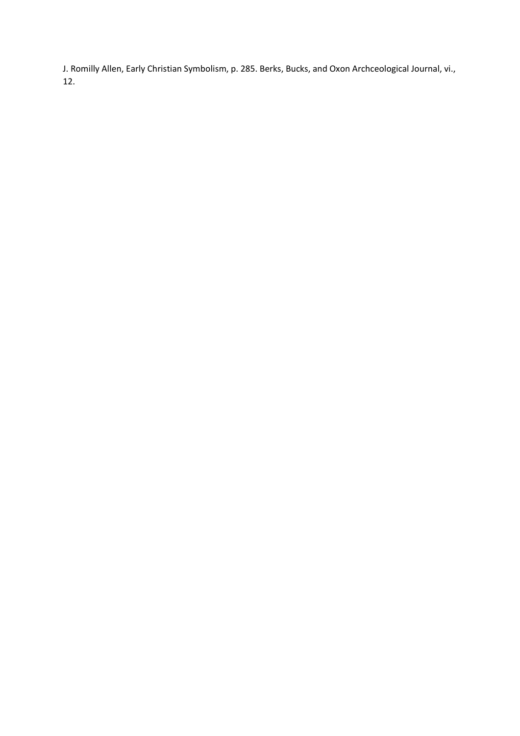J. Romilly Allen, Early Christian Symbolism, p. 285. Berks, Bucks, and Oxon Archceological Journal, vi., 12.